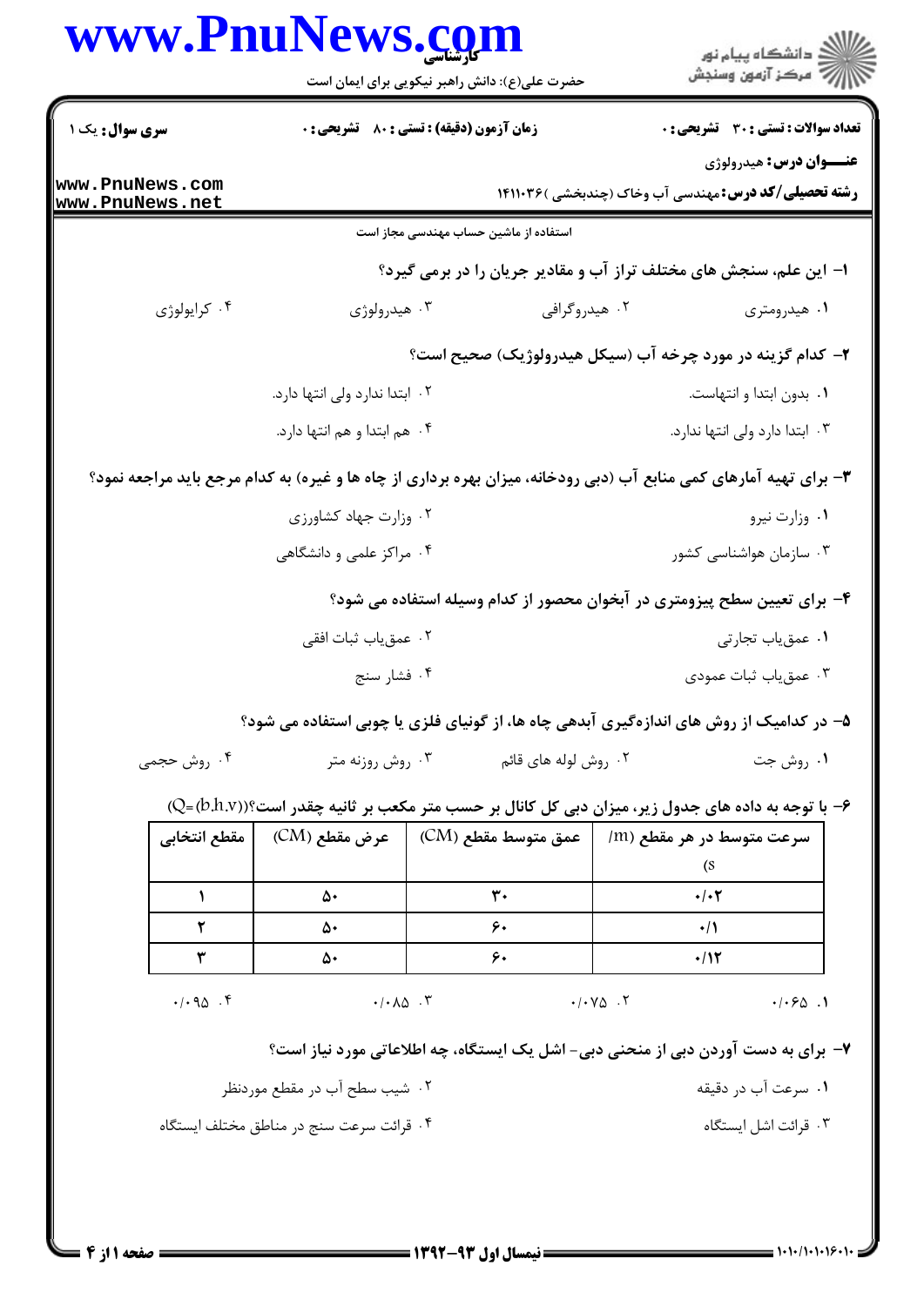**کارشناسی**

حضرت علی(ع): دانش راهبر نیکویی برای ایمان است

دانشگاه پیام نور
مرکز آزمون وسنجش

**سری سوال:** یک ۱

**زمان آزمون (دقیقه) : تستی : ۸۰ تشریحی : ۰**

**تعداد سوالات : تستی : ۳۰ تشریحی : ۰**

**عنـــوان درس:** هیدرولوژی

**رشته تحصیلی/کد درس:** مهندسی آب وخاک (چندبخشی )۱۴۱۱۰۳۶

استفاده از ماشین حساب مهندسی مجاز است

**۱- این علم، سنجش های مختلف تراز آب و مقادیر جریان را در برمی گیرد؟**

۱. هیدرومتری
۲. هیدروگرافی
۳. هیدرولوژی
۴. کرایولوژی

**۲- کدام گزینه در مورد چرخه آب (سیکل هیدرولوژیک) صحیح است؟**

۱. بدون ابتدا و انتهاست.
۲. ابتدا ندارد ولی انتها دارد.
۳. ابتدا دارد ولی انتها ندارد.
۴. هم ابتدا و هم انتها دارد.

**۳- برای تهیه آمارهای کمی منابع آب (دبی رودخانه، میزان بهره برداری از چاه ها و غیره) به کدام مرجع باید مراجعه نمود؟**

۱. وزارت نیرو
۲. وزارت جهاد کشاورزی
۳. سازمان هواشناسی کشور
۴. مراکز علمی و دانشگاهی

**۴- برای تعیین سطح پیزومتری در آبخوان محصور از کدام وسیله استفاده می شود؟**

۱. عمق‌یاب تجارتی
۲. عمق‌یاب ثبات افقی
۳. عمق‌یاب ثبات عمودی
۴. فشار سنج

**۵- در کدامیک از روش های اندازه‌گیری آبدهی چاه ها، از گونیای فلزی یا چوبی استفاده می شود؟**

۱. روش جت
۲. روش لوله های قائم
۳. روش روزنه متر
۴. روش حجمی

**۶- با توجه به داده های جدول زیر، میزان دبی کل کانال بر حسب متر مکعب بر ثانیه چقدر است؟($Q=(b.h.v)$)**

| مقطع انتخابی | عرض مقطع (CM) | عمق متوسط مقطع (CM) | سرعت متوسط در هر مقطع (m/s) |
|---|---|---|---|
| ۱ | ۵۰ | ۳۰ | ۰/۰۲ |
| ۲ | ۵۰ | ۶۰ | ۰/۱ |
| ۳ | ۵۰ | ۶۰ | ۰/۱۲ |

۱. ۰/۰۶۵
۲. ۰/۰۷۵
۳. ۰/۰۸۵
۴. ۰/۰۹۵

**۷- برای به دست آوردن دبی از منحنی دبی- اشل یک ایستگاه، چه اطلاعاتی مورد نیاز است؟**

۱. سرعت آب در دقیقه
۲. شیب سطح آب در مقطع موردنظر
۳. قرائت اشل ایستگاه
۴. قرائت سرعت سنج در مناطق مختلف ایستگاه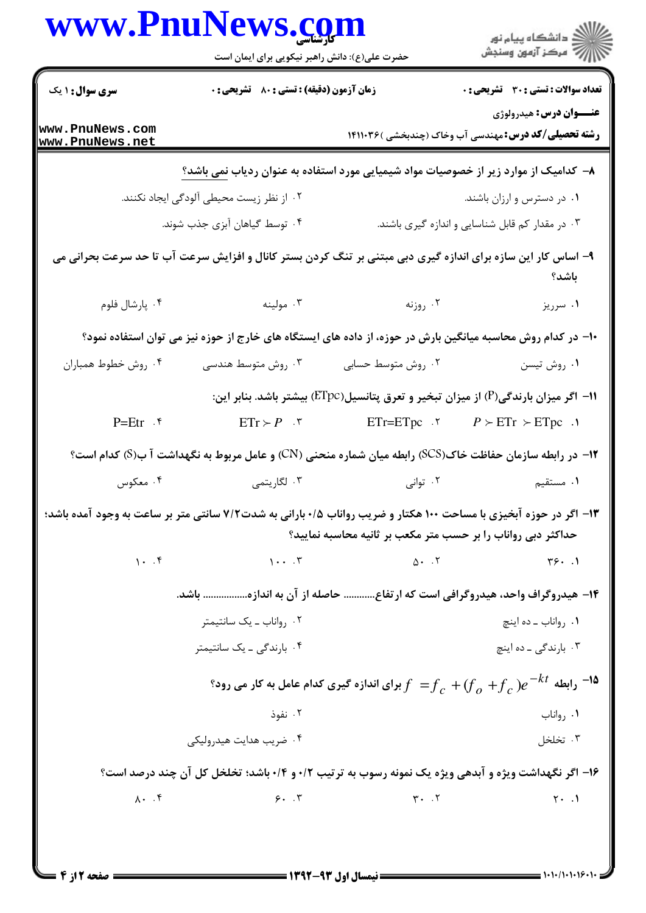۸- کدامیک از موارد زیر از خصوصیات مواد شیمیایی مورد استفاده به عنوان ردیاب نمی باشد؟

۱. در دسترس و ارزان باشند.

۲. از نظر زیست محیطی آلودگی ایجاد نکنند.

۳. در مقدار کم قابل شناسایی و اندازه گیری باشند.

۴. توسط گیاهان آبزی جذب شوند.

۹- اساس کار این سازه برای اندازه گیری دبی مبتنی بر تنگ کردن بستر کانال و افزایش سرعت آب تا حد سرعت بحرانی می باشد؟

۱. سرریز

۲. روزنه

۳. مولینه

۴. پارشال فلوم

۱۰- در کدام روش محاسبه میانگین بارش در حوزه، از داده های ایستگاه های خارج از حوزه نیز می توان استفاده نمود؟

۱. روش تیسن

۲. روش متوسط حسابی

۳. روش متوسط هندسی

۴. روش خطوط همباران

۱۱- اگر میزان بارندگی(P) از میزان تبخیر و تعرق پتانسیل(ETpc) بیشتر باشد. بنابر این:

۱. $P \succ ETr \succ ETpc$

۲. $ETr=ETpc$

۳. $ETr \succ P$

۴. $P=Etr$

۱۲- در رابطه سازمان حفاظت خاک(SCS) رابطه میان شماره منحنی (CN) و عامل مربوط به نگهداشت آب(S) کدام است؟

۱. مستقیم

۲. توانی

۳. لگاریتمی

۴. معکوس

۱۳- اگر در حوزه آبخیزی با مساحت ۱۰۰ هکتار و ضریب رواناب ۰/۵ بارانی به شدت۷/۲ سانتی متر بر ساعت به وجود آمده باشد؛ حداکثر دبی رواناب را بر حسب متر مکعب بر ثانیه محاسبه نمایید؟

۱. ۳۶۰

۲. ۵۰

۳. ۱۰۰

۴. ۱۰

۱۴- هیدروگراف واحد، هیدروگرافی است که ارتفاع............ حاصله از آن به اندازه................. باشد.

۱. رواناب ـ ده اینچ

۲. رواناب ـ یک سانتیمتر

۳. بارندگی ـ ده اینچ

۴. بارندگی ـ یک سانتیمتر

۱۵- رابطه $f = f_c + (f_o + f_c)e^{-kt}$ برای اندازه گیری کدام عامل به کار می رود؟

۱. رواناب

۲. نفوذ

۳. تخلخل

۴. ضریب هدایت هیدرولیکی

۱۶- اگر نگهداشت ویژه و آبدهی ویژه یک نمونه رسوب به ترتیب ۰/۲ و ۰/۴ باشد؛ تخلخل کل آن چند درصد است؟

۱. ۲۰

۲. ۳۰

۳. ۶۰

۴. ۸۰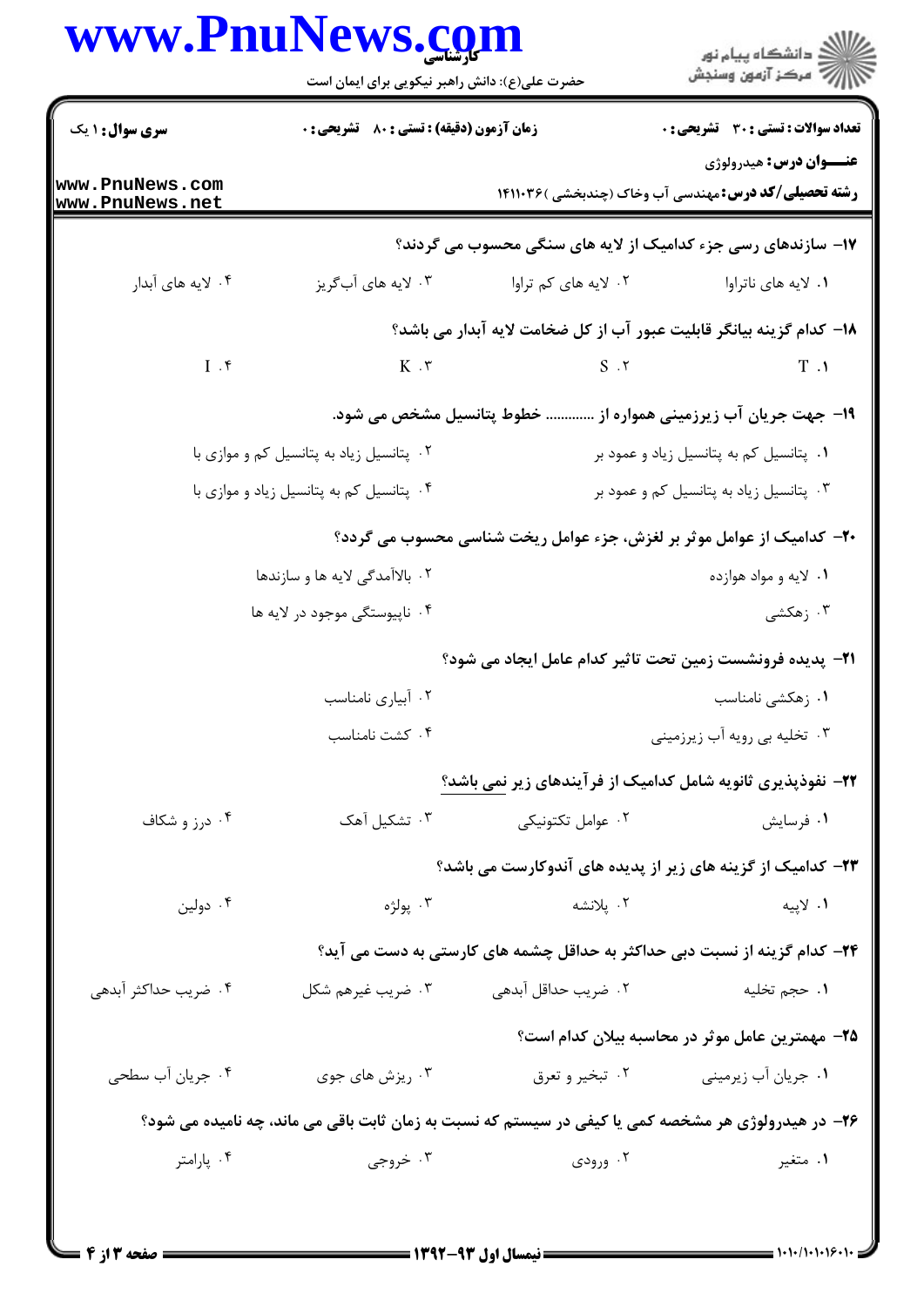**تعداد سوالات : تستی : ۳۰ تشریحی : ۰** | **زمان آزمون (دقیقه) : تستی : ۸۰ تشریحی : ۰** | **سری سوال : ۱ یک**

**عنـــوان درس:** هیدرولوژی

**رشته تحصیلی/کد درس:** مهندسی آب وخاک (چندبخشی )۱۴۱۱۰۳۶

**۱۷- سازندهای رسی جزء کدامیک از لایه های سنگی محسوب می گردند؟**

۱. لایه های ناتراوا
۲. لایه های کم تراوا
۳. لایه های آب‌گریز
۴. لایه های آبدار

**۱۸- کدام گزینه بیانگر قابلیت عبور آب از کل ضخامت لایه آبدار می باشد؟**

۱. T
۲. S
۳. K
۴. I

**۱۹- جهت جریان آب زیرزمینی همواره از ............ خطوط پتانسیل مشخص می شود.**

۱. پتانسیل کم به پتانسیل زیاد و عمود بر
۲. پتانسیل زیاد به پتانسیل کم و موازی با
۳. پتانسیل زیاد به پتانسیل کم و عمود بر
۴. پتانسیل کم به پتانسیل زیاد و موازی با

**۲۰- کدامیک از عوامل موثر بر لغزش، جزء عوامل ریخت شناسی محسوب می گردد؟**

۱. لایه و مواد هوازده
۲. بالاآمدگی لایه ها و سازندها
۳. زهکشی
۴. ناپیوستگی موجود در لایه ها

**۲۱- پدیده فرونشست زمین تحت تاثیر کدام عامل ایجاد می شود؟**

۱. زهکشی نامناسب
۲. آبیاری نامناسب
۳. تخلیه بی رویه آب زیرزمینی
۴. کشت نامناسب

**۲۲- نفوذپذیری ثانویه شامل کدامیک از فرآیندهای زیر نمی باشد؟**

۱. فرسایش
۲. عوامل تکتونیکی
۳. تشکیل آهک
۴. درز و شکاف

**۲۳- کدامیک از گزینه های زیر از پدیده های آندوکارست می باشد؟**

۱. لاپیه
۲. پلانشه
۳. پولژه
۴. دولین

**۲۴- کدام گزینه از نسبت دبی حداکثر به حداقل چشمه های کارستی به دست می آید؟**

۱. حجم تخلیه
۲. ضریب حداقل آبدهی
۳. ضریب غیرهم شکل
۴. ضریب حداکثر آبدهی

**۲۵- مهمترین عامل موثر در محاسبه بیلان کدام است؟**

۱. جریان آب زیرمینی
۲. تبخیر و تعرق
۳. ریزش های جوی
۴. جریان آب سطحی

**۲۶- در هیدرولوژی هر مشخصه کمی یا کیفی در سیستم که نسبت به زمان ثابت باقی می ماند، چه نامیده می شود؟**

۱. متغیر
۲. ورودی
۳. خروجی
۴. پارامتر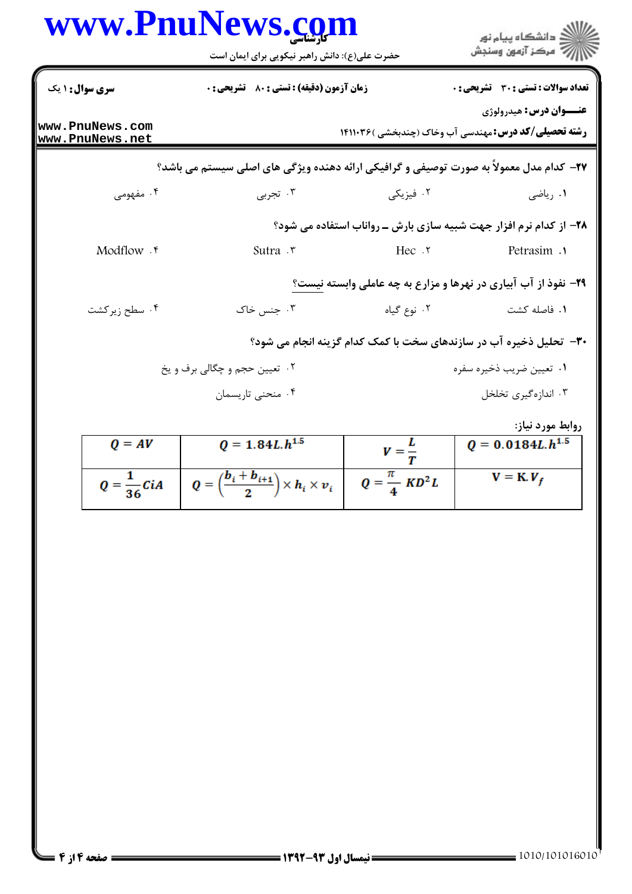۲۷- کدام مدل معمولاً به صورت توصیفی و گرافیکی ارائه دهنده ویژگی های اصلی سیستم می باشد؟

۱. ریاضی
۲. فیزیکی
۳. تجربی
۴. مفهومی

۲۸- از کدام نرم افزار جهت شبیه سازی بارش ـ رواناب استفاده می شود؟

۱. Petrasim
۲. Hec
۳. Sutra
۴. Modflow

۲۹- نفوذ از آب آبیاری در نهرها و مزارع به چه عاملی وابسته نیست؟

۱. فاصله کشت
۲. نوع گیاه
۳. جنس خاک
۴. سطح زیرکشت

۳۰- تحلیل ذخیره آب در سازندهای سخت با کمک کدام گزینه انجام می شود؟

۱. تعیین ضریب ذخیره سفره
۲. تعیین حجم و چگالی برف و یخ
۳. اندازه‌گیری تخلخل
۴. منحنی تاریسمان

روابط مورد نیاز:

| | | | |
|---|---|---|---|
| $Q = 0.0184L.h^{1.5}$ | $V = \frac{L}{T}$ | $Q = 1.84L.h^{1.5}$ | $Q = AV$ |
| $V = K.V_f$ | $Q = \frac{\pi}{4}KD^2L$ | $Q = \left(\frac{b_i + b_{i+1}}{2}\right) \times h_i \times v_i$ | $Q = \frac{1}{36}CiA$ |